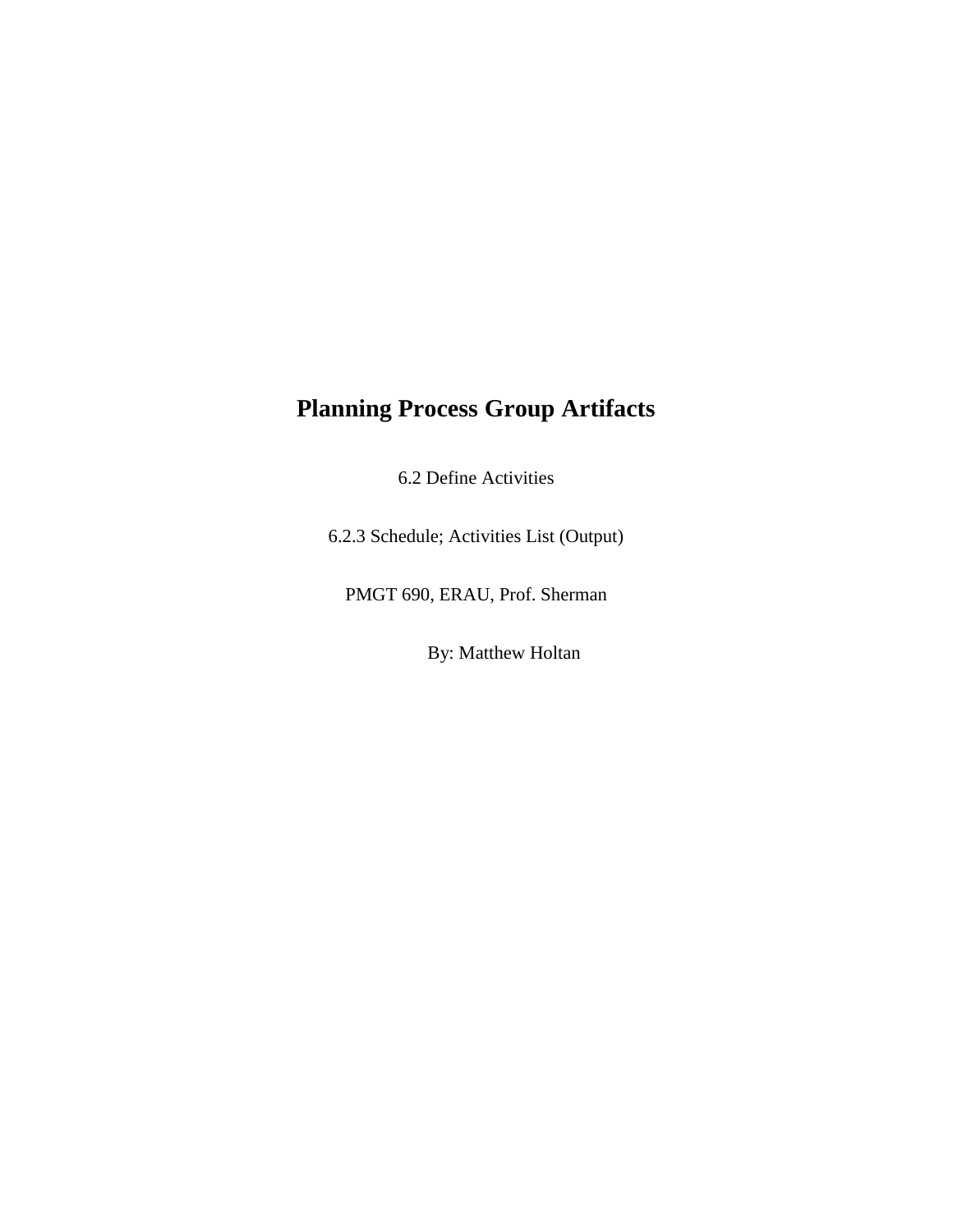# Planning Process Group Artifacts

6.2 Define Activities

6.2.3 Schedule; Activities List (Output)

PMGT 690, ERAU, Prof. Sherman

By: Matthew Holtan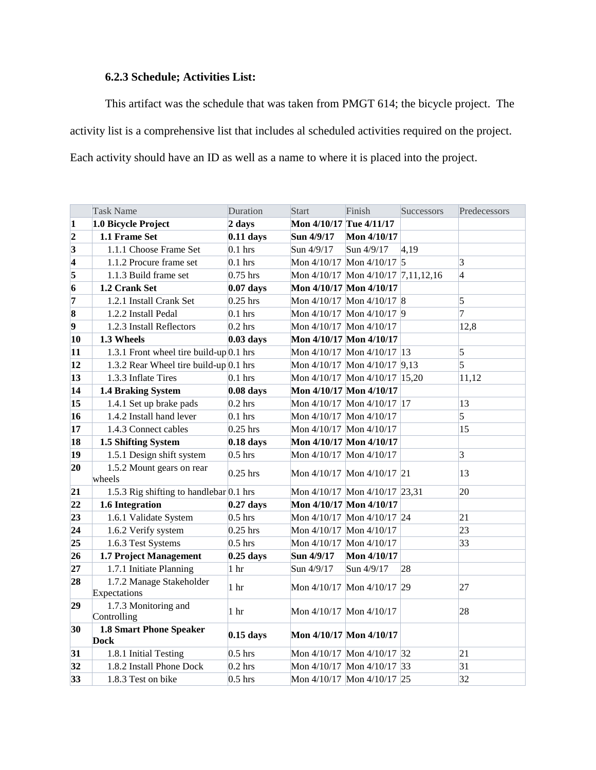### 6.2.3 Schedule; Activities List:

This artifact was the schedule that was taken from PMGT 614; the bicycle project. The activity list is a comprehensive list that includes al scheduled activities required on the project. Each activity should have an ID as well as a name to where it is placed into the project.

| | Task Name | Duration | Start | Finish | Successors | Predecessors |
|---|---|---|---|---|---|---|
| **1** | **1.0 Bicycle Project** | **2 days** | **Mon 4/10/17** | **Tue 4/11/17** | | |
| **2** | **1.1 Frame Set** | **0.11 days** | **Sun 4/9/17** | **Mon 4/10/17** | | |
| **3** | 1.1.1 Choose Frame Set | 0.1 hrs | Sun 4/9/17 | Sun 4/9/17 | 4,19 | |
| **4** | 1.1.2 Procure frame set | 0.1 hrs | Mon 4/10/17 | Mon 4/10/17 | 5 | 3 |
| **5** | 1.1.3 Build frame set | 0.75 hrs | Mon 4/10/17 | Mon 4/10/17 | 7,11,12,16 | 4 |
| **6** | **1.2 Crank Set** | **0.07 days** | **Mon 4/10/17** | **Mon 4/10/17** | | |
| **7** | 1.2.1 Install Crank Set | 0.25 hrs | Mon 4/10/17 | Mon 4/10/17 | 8 | 5 |
| **8** | 1.2.2 Install Pedal | 0.1 hrs | Mon 4/10/17 | Mon 4/10/17 | 9 | 7 |
| **9** | 1.2.3 Install Reflectors | 0.2 hrs | Mon 4/10/17 | Mon 4/10/17 | | 12,8 |
| **10** | **1.3 Wheels** | **0.03 days** | **Mon 4/10/17** | **Mon 4/10/17** | | |
| **11** | 1.3.1 Front wheel tire build-up | 0.1 hrs | Mon 4/10/17 | Mon 4/10/17 | 13 | 5 |
| **12** | 1.3.2 Rear Wheel tire build-up | 0.1 hrs | Mon 4/10/17 | Mon 4/10/17 | 9,13 | 5 |
| **13** | 1.3.3 Inflate Tires | 0.1 hrs | Mon 4/10/17 | Mon 4/10/17 | 15,20 | 11,12 |
| **14** | **1.4 Braking System** | **0.08 days** | **Mon 4/10/17** | **Mon 4/10/17** | | |
| **15** | 1.4.1 Set up brake pads | 0.2 hrs | Mon 4/10/17 | Mon 4/10/17 | 17 | 13 |
| **16** | 1.4.2 Install hand lever | 0.1 hrs | Mon 4/10/17 | Mon 4/10/17 | | 5 |
| **17** | 1.4.3 Connect cables | 0.25 hrs | Mon 4/10/17 | Mon 4/10/17 | | 15 |
| **18** | **1.5 Shifting System** | **0.18 days** | **Mon 4/10/17** | **Mon 4/10/17** | | |
| **19** | 1.5.1 Design shift system | 0.5 hrs | Mon 4/10/17 | Mon 4/10/17 | | 3 |
| **20** | 1.5.2 Mount gears on rear wheels | 0.25 hrs | Mon 4/10/17 | Mon 4/10/17 | 21 | 13 |
| **21** | 1.5.3 Rig shifting to handlebar | 0.1 hrs | Mon 4/10/17 | Mon 4/10/17 | 23,31 | 20 |
| **22** | **1.6 Integration** | **0.27 days** | **Mon 4/10/17** | **Mon 4/10/17** | | |
| **23** | 1.6.1 Validate System | 0.5 hrs | Mon 4/10/17 | Mon 4/10/17 | 24 | 21 |
| **24** | 1.6.2 Verify system | 0.25 hrs | Mon 4/10/17 | Mon 4/10/17 | | 23 |
| **25** | 1.6.3 Test Systems | 0.5 hrs | Mon 4/10/17 | Mon 4/10/17 | | 33 |
| **26** | **1.7 Project Management** | **0.25 days** | **Sun 4/9/17** | **Mon 4/10/17** | | |
| **27** | 1.7.1 Initiate Planning | 1 hr | Sun 4/9/17 | Sun 4/9/17 | 28 | |
| **28** | 1.7.2 Manage Stakeholder Expectations | 1 hr | Mon 4/10/17 | Mon 4/10/17 | 29 | 27 |
| **29** | 1.7.3 Monitoring and Controlling | 1 hr | Mon 4/10/17 | Mon 4/10/17 | | 28 |
| **30** | **1.8 Smart Phone Speaker Dock** | **0.15 days** | **Mon 4/10/17** | **Mon 4/10/17** | | |
| **31** | 1.8.1 Initial Testing | 0.5 hrs | Mon 4/10/17 | Mon 4/10/17 | 32 | 21 |
| **32** | 1.8.2 Install Phone Dock | 0.2 hrs | Mon 4/10/17 | Mon 4/10/17 | 33 | 31 |
| **33** | 1.8.3 Test on bike | 0.5 hrs | Mon 4/10/17 | Mon 4/10/17 | 25 | 32 |